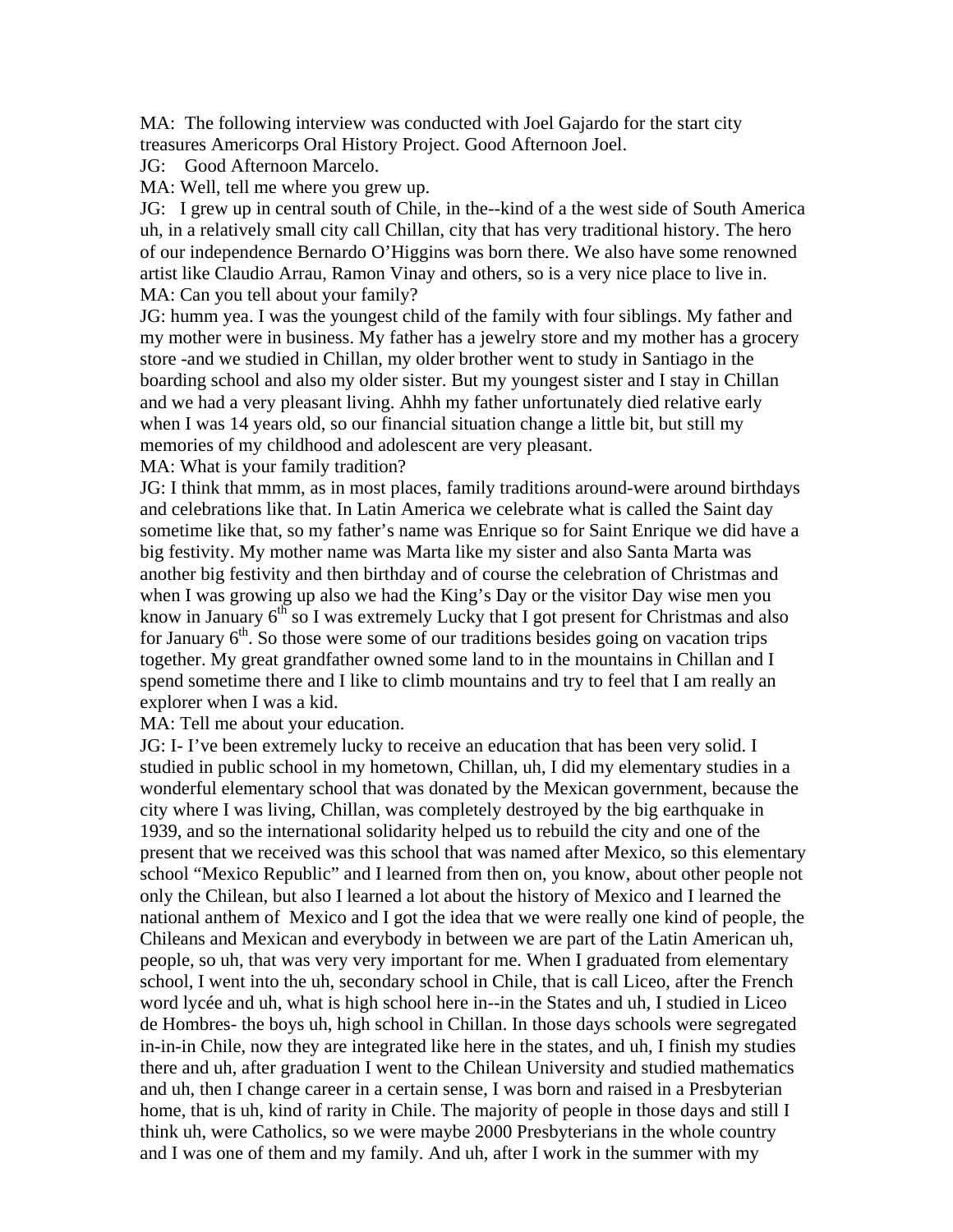MA: The following interview was conducted with Joel Gajardo for the start city treasures Americorps Oral History Project. Good Afternoon Joel.

JG: Good Afternoon Marcelo.

MA: Well, tell me where you grew up.

JG: I grew up in central south of Chile, in the--kind of a the west side of South America uh, in a relatively small city call Chillan, city that has very traditional history. The hero of our independence Bernardo O'Higgins was born there. We also have some renowned artist like Claudio Arrau, Ramon Vinay and others, so is a very nice place to live in.

MA: Can you tell about your family?

JG: humm yea. I was the youngest child of the family with four siblings. My father and my mother were in business. My father has a jewelry store and my mother has a grocery store -and we studied in Chillan, my older brother went to study in Santiago in the boarding school and also my older sister. But my youngest sister and I stay in Chillan and we had a very pleasant living. Ahhh my father unfortunately died relative early when I was 14 years old, so our financial situation change a little bit, but still my memories of my childhood and adolescent are very pleasant.

MA: What is your family tradition?

JG: I think that mmm, as in most places, family traditions around-were around birthdays and celebrations like that. In Latin America we celebrate what is called the Saint day sometime like that, so my father's name was Enrique so for Saint Enrique we did have a big festivity. My mother name was Marta like my sister and also Santa Marta was another big festivity and then birthday and of course the celebration of Christmas and when I was growing up also we had the King's Day or the visitor Day wise men you know in January 6th so I was extremely Lucky that I got present for Christmas and also for January 6th. So those were some of our traditions besides going on vacation trips together. My great grandfather owned some land to in the mountains in Chillan and I spend sometime there and I like to climb mountains and try to feel that I am really an explorer when I was a kid.

MA: Tell me about your education.

JG: I- I've been extremely lucky to receive an education that has been very solid. I studied in public school in my hometown, Chillan, uh, I did my elementary studies in a wonderful elementary school that was donated by the Mexican government, because the city where I was living, Chillan, was completely destroyed by the big earthquake in 1939, and so the international solidarity helped us to rebuild the city and one of the present that we received was this school that was named after Mexico, so this elementary school "Mexico Republic" and I learned from then on, you know, about other people not only the Chilean, but also I learned a lot about the history of Mexico and I learned the national anthem of Mexico and I got the idea that we were really one kind of people, the Chileans and Mexican and everybody in between we are part of the Latin American uh, people, so uh, that was very very important for me. When I graduated from elementary school, I went into the uh, secondary school in Chile, that is call Liceo, after the French word lycée and uh, what is high school here in--in the States and uh, I studied in Liceo de Hombres- the boys uh, high school in Chillan. In those days schools were segregated in-in-in Chile, now they are integrated like here in the states, and uh, I finish my studies there and uh, after graduation I went to the Chilean University and studied mathematics and uh, then I change career in a certain sense, I was born and raised in a Presbyterian home, that is uh, kind of rarity in Chile. The majority of people in those days and still I think uh, were Catholics, so we were maybe 2000 Presbyterians in the whole country and I was one of them and my family. And uh, after I work in the summer with my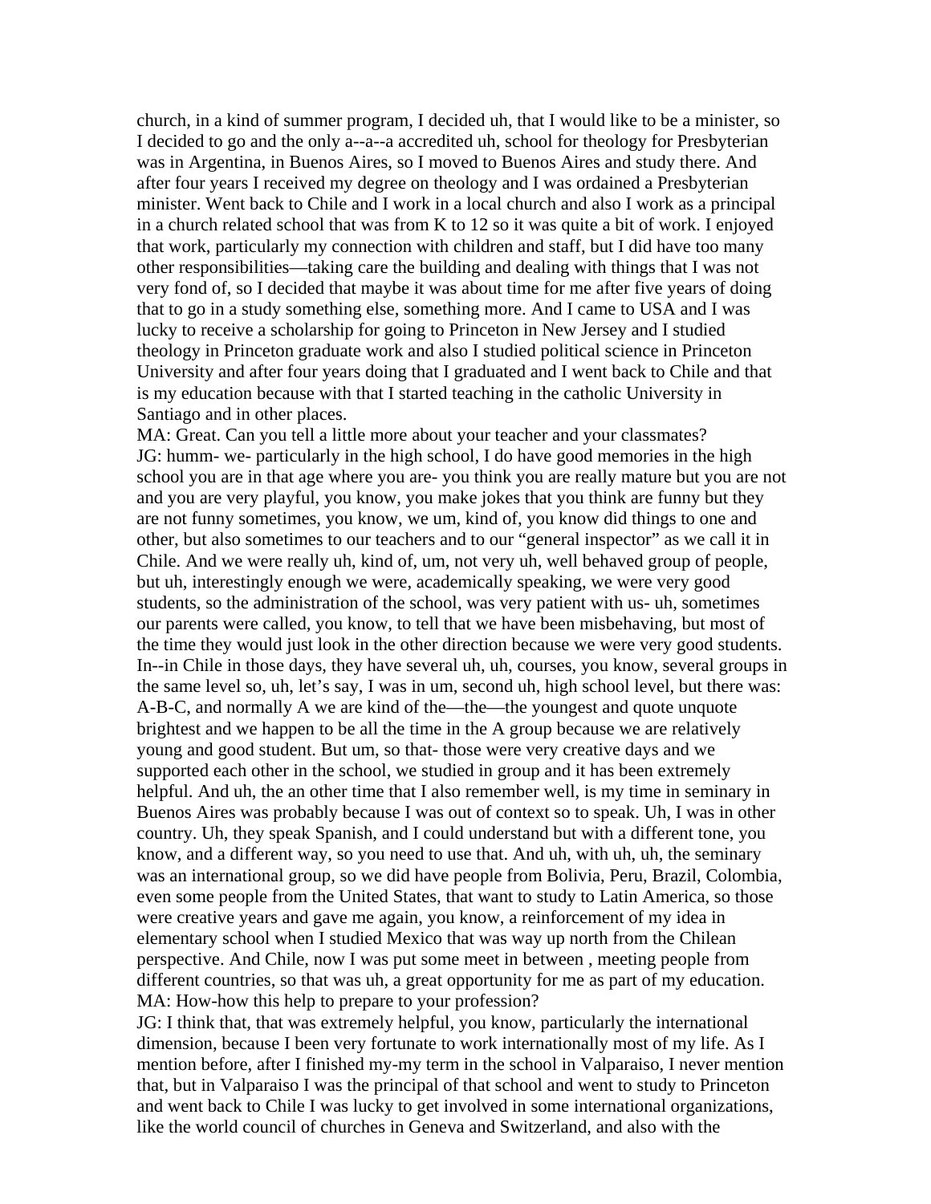church, in a kind of summer program, I decided uh, that I would like to be a minister, so I decided to go and the only a--a--a accredited uh, school for theology for Presbyterian was in Argentina, in Buenos Aires, so I moved to Buenos Aires and study there. And after four years I received my degree on theology and I was ordained a Presbyterian minister. Went back to Chile and I work in a local church and also I work as a principal in a church related school that was from K to 12 so it was quite a bit of work. I enjoyed that work, particularly my connection with children and staff, but I did have too many other responsibilities—taking care the building and dealing with things that I was not very fond of, so I decided that maybe it was about time for me after five years of doing that to go in a study something else, something more. And I came to USA and I was lucky to receive a scholarship for going to Princeton in New Jersey and I studied theology in Princeton graduate work and also I studied political science in Princeton University and after four years doing that I graduated and I went back to Chile and that is my education because with that I started teaching in the catholic University in Santiago and in other places.

MA: Great. Can you tell a little more about your teacher and your classmates?

JG: humm- we- particularly in the high school, I do have good memories in the high school you are in that age where you are- you think you are really mature but you are not and you are very playful, you know, you make jokes that you think are funny but they are not funny sometimes, you know, we um, kind of, you know did things to one and other, but also sometimes to our teachers and to our "general inspector" as we call it in Chile. And we were really uh, kind of, um, not very uh, well behaved group of people, but uh, interestingly enough we were, academically speaking, we were very good students, so the administration of the school, was very patient with us- uh, sometimes our parents were called, you know, to tell that we have been misbehaving, but most of the time they would just look in the other direction because we were very good students. In--in Chile in those days, they have several uh, uh, courses, you know, several groups in the same level so, uh, let's say, I was in um, second uh, high school level, but there was: A-B-C, and normally A we are kind of the—the—the youngest and quote unquote brightest and we happen to be all the time in the A group because we are relatively young and good student. But um, so that- those were very creative days and we supported each other in the school, we studied in group and it has been extremely helpful. And uh, the an other time that I also remember well, is my time in seminary in Buenos Aires was probably because I was out of context so to speak. Uh, I was in other country. Uh, they speak Spanish, and I could understand but with a different tone, you know, and a different way, so you need to use that. And uh, with uh, uh, the seminary was an international group, so we did have people from Bolivia, Peru, Brazil, Colombia, even some people from the United States, that want to study to Latin America, so those were creative years and gave me again, you know, a reinforcement of my idea in elementary school when I studied Mexico that was way up north from the Chilean perspective. And Chile, now I was put some meet in between , meeting people from different countries, so that was uh, a great opportunity for me as part of my education.

MA: How-how this help to prepare to your profession?

JG: I think that, that was extremely helpful, you know, particularly the international dimension, because I been very fortunate to work internationally most of my life. As I mention before, after I finished my-my term in the school in Valparaiso, I never mention that, but in Valparaiso I was the principal of that school and went to study to Princeton and went back to Chile I was lucky to get involved in some international organizations, like the world council of churches in Geneva and Switzerland, and also with the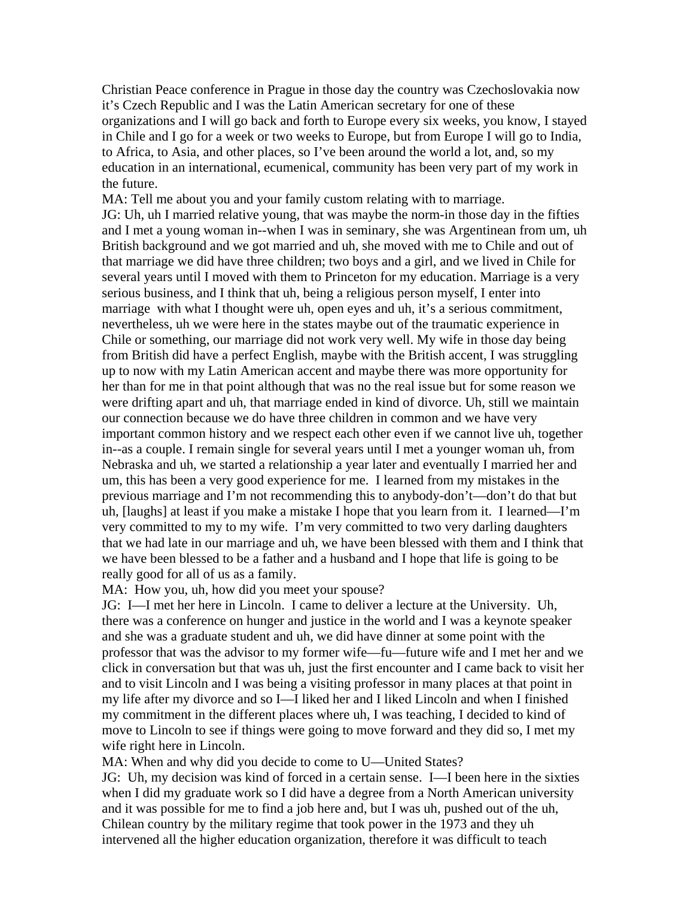Christian Peace conference in Prague in those day the country was Czechoslovakia now it's Czech Republic and I was the Latin American secretary for one of these organizations and I will go back and forth to Europe every six weeks, you know, I stayed in Chile and I go for a week or two weeks to Europe, but from Europe I will go to India, to Africa, to Asia, and other places, so I've been around the world a lot, and, so my education in an international, ecumenical, community has been very part of my work in the future.

MA: Tell me about you and your family custom relating with to marriage.

JG: Uh, uh I married relative young, that was maybe the norm-in those day in the fifties and I met a young woman in--when I was in seminary, she was Argentinean from um, uh British background and we got married and uh, she moved with me to Chile and out of that marriage we did have three children; two boys and a girl, and we lived in Chile for several years until I moved with them to Princeton for my education. Marriage is a very serious business, and I think that uh, being a religious person myself, I enter into marriage with what I thought were uh, open eyes and uh, it's a serious commitment, nevertheless, uh we were here in the states maybe out of the traumatic experience in Chile or something, our marriage did not work very well. My wife in those day being from British did have a perfect English, maybe with the British accent, I was struggling up to now with my Latin American accent and maybe there was more opportunity for her than for me in that point although that was no the real issue but for some reason we were drifting apart and uh, that marriage ended in kind of divorce. Uh, still we maintain our connection because we do have three children in common and we have very important common history and we respect each other even if we cannot live uh, together in--as a couple. I remain single for several years until I met a younger woman uh, from Nebraska and uh, we started a relationship a year later and eventually I married her and um, this has been a very good experience for me. I learned from my mistakes in the previous marriage and I'm not recommending this to anybody-don't—don't do that but uh, [laughs] at least if you make a mistake I hope that you learn from it. I learned—I'm very committed to my to my wife. I'm very committed to two very darling daughters that we had late in our marriage and uh, we have been blessed with them and I think that we have been blessed to be a father and a husband and I hope that life is going to be really good for all of us as a family.

MA: How you, uh, how did you meet your spouse?

JG: I—I met her here in Lincoln. I came to deliver a lecture at the University. Uh, there was a conference on hunger and justice in the world and I was a keynote speaker and she was a graduate student and uh, we did have dinner at some point with the professor that was the advisor to my former wife—fu—future wife and I met her and we click in conversation but that was uh, just the first encounter and I came back to visit her and to visit Lincoln and I was being a visiting professor in many places at that point in my life after my divorce and so I—I liked her and I liked Lincoln and when I finished my commitment in the different places where uh, I was teaching, I decided to kind of move to Lincoln to see if things were going to move forward and they did so, I met my wife right here in Lincoln.

MA: When and why did you decide to come to U—United States?

JG: Uh, my decision was kind of forced in a certain sense. I—I been here in the sixties when I did my graduate work so I did have a degree from a North American university and it was possible for me to find a job here and, but I was uh, pushed out of the uh, Chilean country by the military regime that took power in the 1973 and they uh intervened all the higher education organization, therefore it was difficult to teach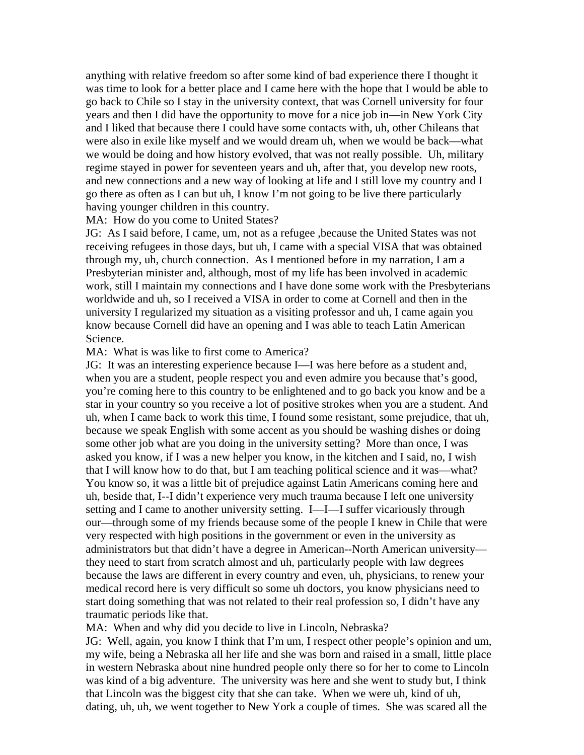anything with relative freedom so after some kind of bad experience there I thought it was time to look for a better place and I came here with the hope that I would be able to go back to Chile so I stay in the university context, that was Cornell university for four years and then I did have the opportunity to move for a nice job in—in New York City and I liked that because there I could have some contacts with, uh, other Chileans that were also in exile like myself and we would dream uh, when we would be back—what we would be doing and how history evolved, that was not really possible. Uh, military regime stayed in power for seventeen years and uh, after that, you develop new roots, and new connections and a new way of looking at life and I still love my country and I go there as often as I can but uh, I know I'm not going to be live there particularly having younger children in this country.

MA: How do you come to United States?

JG: As I said before, I came, um, not as a refugee ,because the United States was not receiving refugees in those days, but uh, I came with a special VISA that was obtained through my, uh, church connection. As I mentioned before in my narration, I am a Presbyterian minister and, although, most of my life has been involved in academic work, still I maintain my connections and I have done some work with the Presbyterians worldwide and uh, so I received a VISA in order to come at Cornell and then in the university I regularized my situation as a visiting professor and uh, I came again you know because Cornell did have an opening and I was able to teach Latin American Science.

MA: What is was like to first come to America?

JG: It was an interesting experience because I—I was here before as a student and, when you are a student, people respect you and even admire you because that's good, you're coming here to this country to be enlightened and to go back you know and be a star in your country so you receive a lot of positive strokes when you are a student. And uh, when I came back to work this time, I found some resistant, some prejudice, that uh, because we speak English with some accent as you should be washing dishes or doing some other job what are you doing in the university setting? More than once, I was asked you know, if I was a new helper you know, in the kitchen and I said, no, I wish that I will know how to do that, but I am teaching political science and it was—what? You know so, it was a little bit of prejudice against Latin Americans coming here and uh, beside that, I--I didn't experience very much trauma because I left one university setting and I came to another university setting. I—I—I suffer vicariously through our—through some of my friends because some of the people I knew in Chile that were very respected with high positions in the government or even in the university as administrators but that didn't have a degree in American--North American university—they need to start from scratch almost and uh, particularly people with law degrees because the laws are different in every country and even, uh, physicians, to renew your medical record here is very difficult so some uh doctors, you know physicians need to start doing something that was not related to their real profession so, I didn't have any traumatic periods like that.

MA: When and why did you decide to live in Lincoln, Nebraska?

JG: Well, again, you know I think that I'm um, I respect other people's opinion and um, my wife, being a Nebraska all her life and she was born and raised in a small, little place in western Nebraska about nine hundred people only there so for her to come to Lincoln was kind of a big adventure. The university was here and she went to study but, I think that Lincoln was the biggest city that she can take. When we were uh, kind of uh, dating, uh, uh, we went together to New York a couple of times. She was scared all the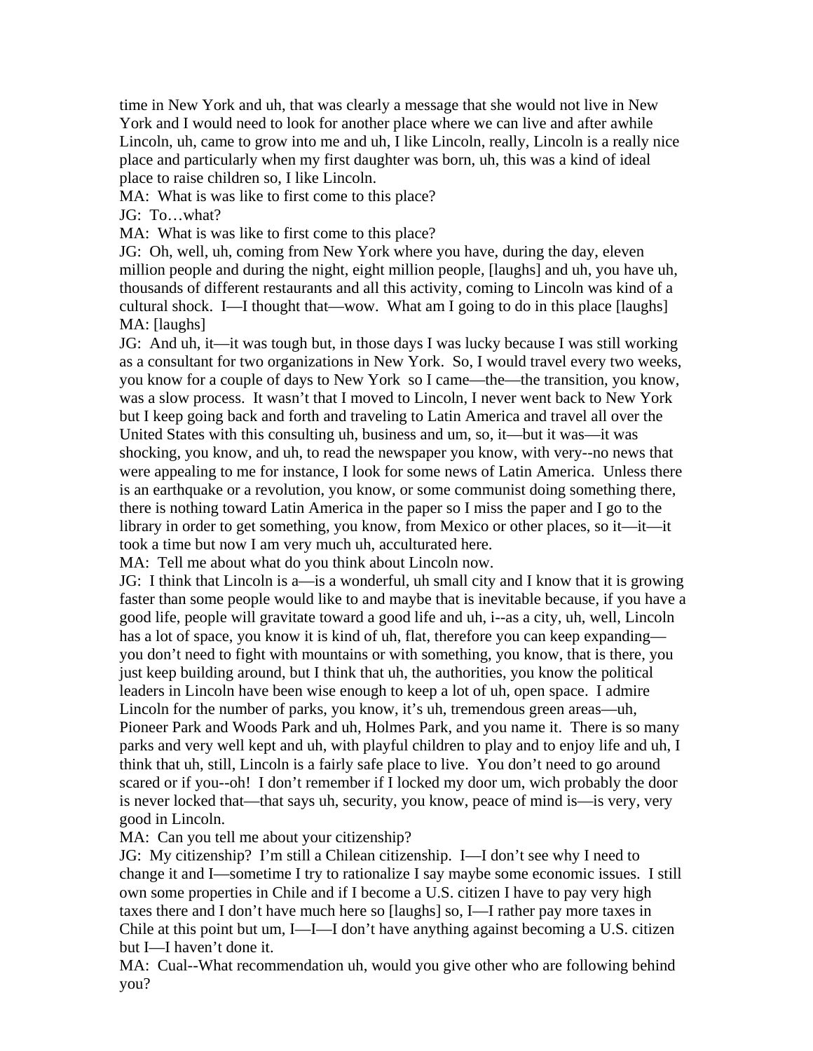time in New York and uh, that was clearly a message that she would not live in New York and I would need to look for another place where we can live and after awhile Lincoln, uh, came to grow into me and uh, I like Lincoln, really, Lincoln is a really nice place and particularly when my first daughter was born, uh, this was a kind of ideal place to raise children so, I like Lincoln.

MA: What is was like to first come to this place?

JG: To…what?

MA: What is was like to first come to this place?

JG: Oh, well, uh, coming from New York where you have, during the day, eleven million people and during the night, eight million people, [laughs] and uh, you have uh, thousands of different restaurants and all this activity, coming to Lincoln was kind of a cultural shock. I—I thought that—wow. What am I going to do in this place [laughs]

MA: [laughs]

JG: And uh, it—it was tough but, in those days I was lucky because I was still working as a consultant for two organizations in New York. So, I would travel every two weeks, you know for a couple of days to New York so I came—the—the transition, you know, was a slow process. It wasn't that I moved to Lincoln, I never went back to New York but I keep going back and forth and traveling to Latin America and travel all over the United States with this consulting uh, business and um, so, it—but it was—it was shocking, you know, and uh, to read the newspaper you know, with very--no news that were appealing to me for instance, I look for some news of Latin America. Unless there is an earthquake or a revolution, you know, or some communist doing something there, there is nothing toward Latin America in the paper so I miss the paper and I go to the library in order to get something, you know, from Mexico or other places, so it—it—it took a time but now I am very much uh, acculturated here.

MA: Tell me about what do you think about Lincoln now.

JG: I think that Lincoln is a—is a wonderful, uh small city and I know that it is growing faster than some people would like to and maybe that is inevitable because, if you have a good life, people will gravitate toward a good life and uh, i--as a city, uh, well, Lincoln has a lot of space, you know it is kind of uh, flat, therefore you can keep expanding—you don't need to fight with mountains or with something, you know, that is there, you just keep building around, but I think that uh, the authorities, you know the political leaders in Lincoln have been wise enough to keep a lot of uh, open space. I admire Lincoln for the number of parks, you know, it's uh, tremendous green areas—uh, Pioneer Park and Woods Park and uh, Holmes Park, and you name it. There is so many parks and very well kept and uh, with playful children to play and to enjoy life and uh, I think that uh, still, Lincoln is a fairly safe place to live. You don't need to go around scared or if you--oh! I don't remember if I locked my door um, wich probably the door is never locked that—that says uh, security, you know, peace of mind is—is very, very good in Lincoln.

MA: Can you tell me about your citizenship?

JG: My citizenship? I'm still a Chilean citizenship. I—I don't see why I need to change it and I—sometime I try to rationalize I say maybe some economic issues. I still own some properties in Chile and if I become a U.S. citizen I have to pay very high taxes there and I don't have much here so [laughs] so, I—I rather pay more taxes in Chile at this point but um, I—I—I don't have anything against becoming a U.S. citizen but I—I haven't done it.

MA: Cual--What recommendation uh, would you give other who are following behind you?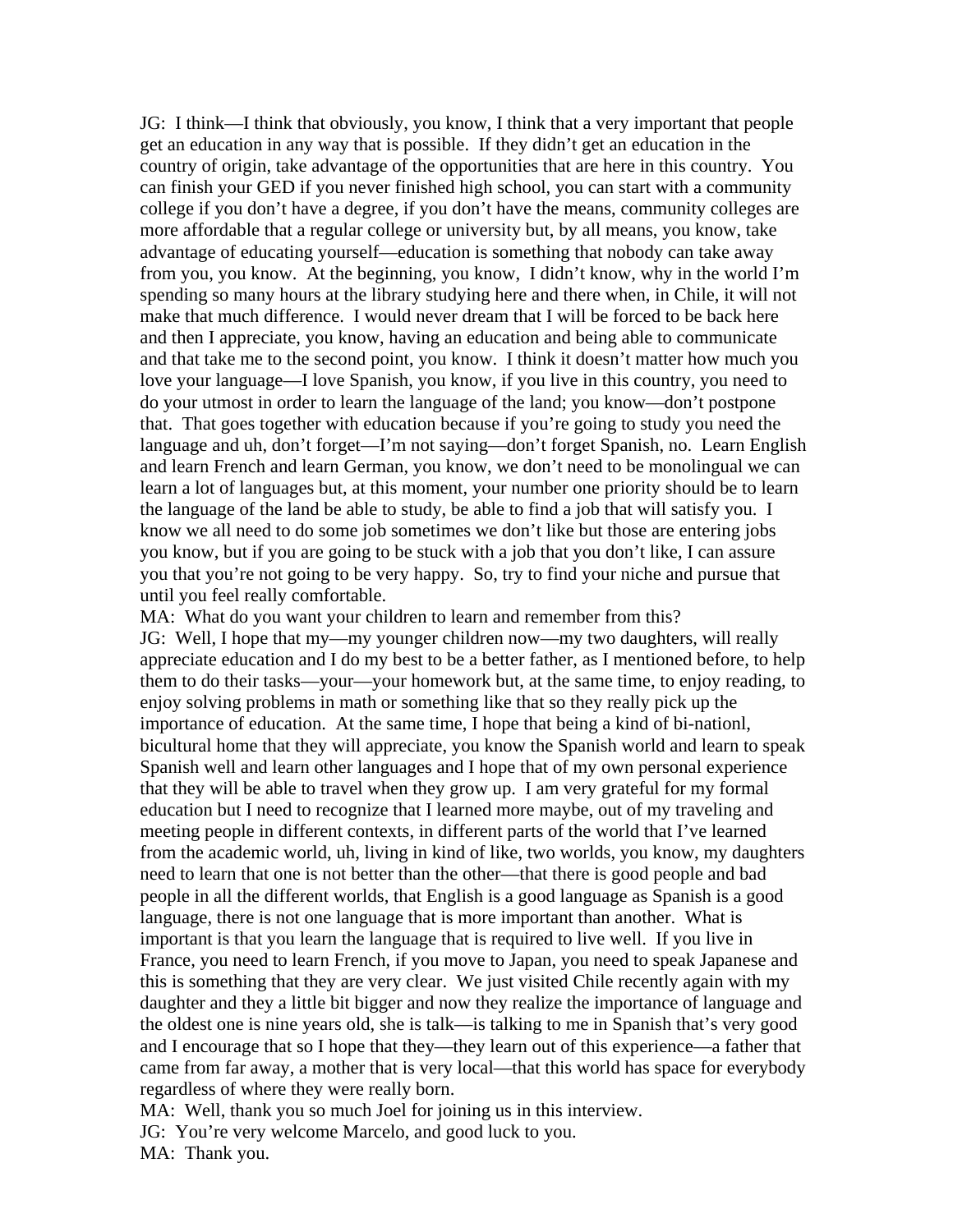JG: I think—I think that obviously, you know, I think that a very important that people get an education in any way that is possible. If they didn't get an education in the country of origin, take advantage of the opportunities that are here in this country. You can finish your GED if you never finished high school, you can start with a community college if you don't have a degree, if you don't have the means, community colleges are more affordable that a regular college or university but, by all means, you know, take advantage of educating yourself—education is something that nobody can take away from you, you know. At the beginning, you know, I didn't know, why in the world I'm spending so many hours at the library studying here and there when, in Chile, it will not make that much difference. I would never dream that I will be forced to be back here and then I appreciate, you know, having an education and being able to communicate and that take me to the second point, you know. I think it doesn't matter how much you love your language—I love Spanish, you know, if you live in this country, you need to do your utmost in order to learn the language of the land; you know—don't postpone that. That goes together with education because if you're going to study you need the language and uh, don't forget—I'm not saying—don't forget Spanish, no. Learn English and learn French and learn German, you know, we don't need to be monolingual we can learn a lot of languages but, at this moment, your number one priority should be to learn the language of the land be able to study, be able to find a job that will satisfy you. I know we all need to do some job sometimes we don't like but those are entering jobs you know, but if you are going to be stuck with a job that you don't like, I can assure you that you're not going to be very happy. So, try to find your niche and pursue that until you feel really comfortable.

MA: What do you want your children to learn and remember from this?

JG: Well, I hope that my—my younger children now—my two daughters, will really appreciate education and I do my best to be a better father, as I mentioned before, to help them to do their tasks—your—your homework but, at the same time, to enjoy reading, to enjoy solving problems in math or something like that so they really pick up the importance of education. At the same time, I hope that being a kind of bi-nationl, bicultural home that they will appreciate, you know the Spanish world and learn to speak Spanish well and learn other languages and I hope that of my own personal experience that they will be able to travel when they grow up. I am very grateful for my formal education but I need to recognize that I learned more maybe, out of my traveling and meeting people in different contexts, in different parts of the world that I've learned from the academic world, uh, living in kind of like, two worlds, you know, my daughters need to learn that one is not better than the other—that there is good people and bad people in all the different worlds, that English is a good language as Spanish is a good language, there is not one language that is more important than another. What is important is that you learn the language that is required to live well. If you live in France, you need to learn French, if you move to Japan, you need to speak Japanese and this is something that they are very clear. We just visited Chile recently again with my daughter and they a little bit bigger and now they realize the importance of language and the oldest one is nine years old, she is talk—is talking to me in Spanish that's very good and I encourage that so I hope that they—they learn out of this experience—a father that came from far away, a mother that is very local—that this world has space for everybody regardless of where they were really born.

MA: Well, thank you so much Joel for joining us in this interview.

JG: You're very welcome Marcelo, and good luck to you.

MA: Thank you.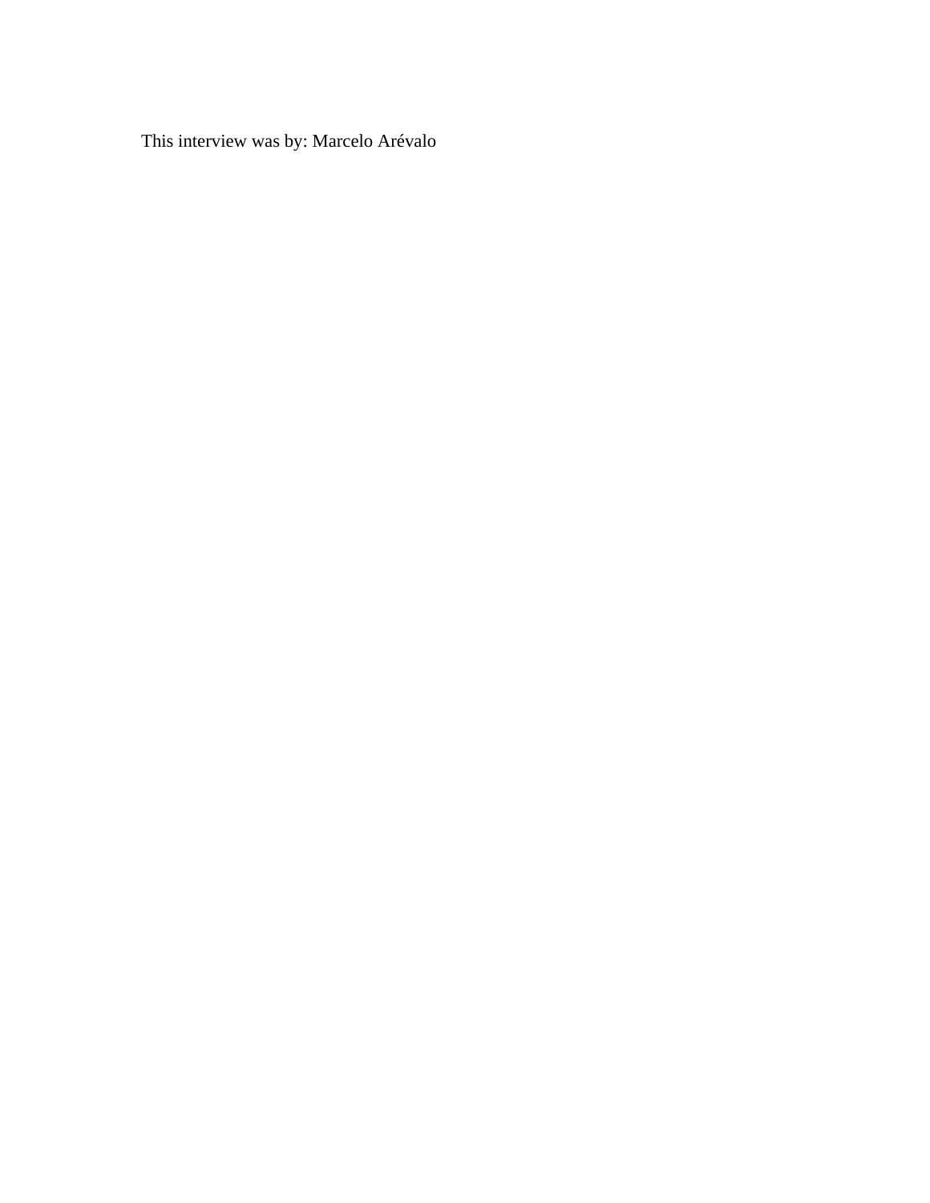This interview was by: Marcelo Arévalo